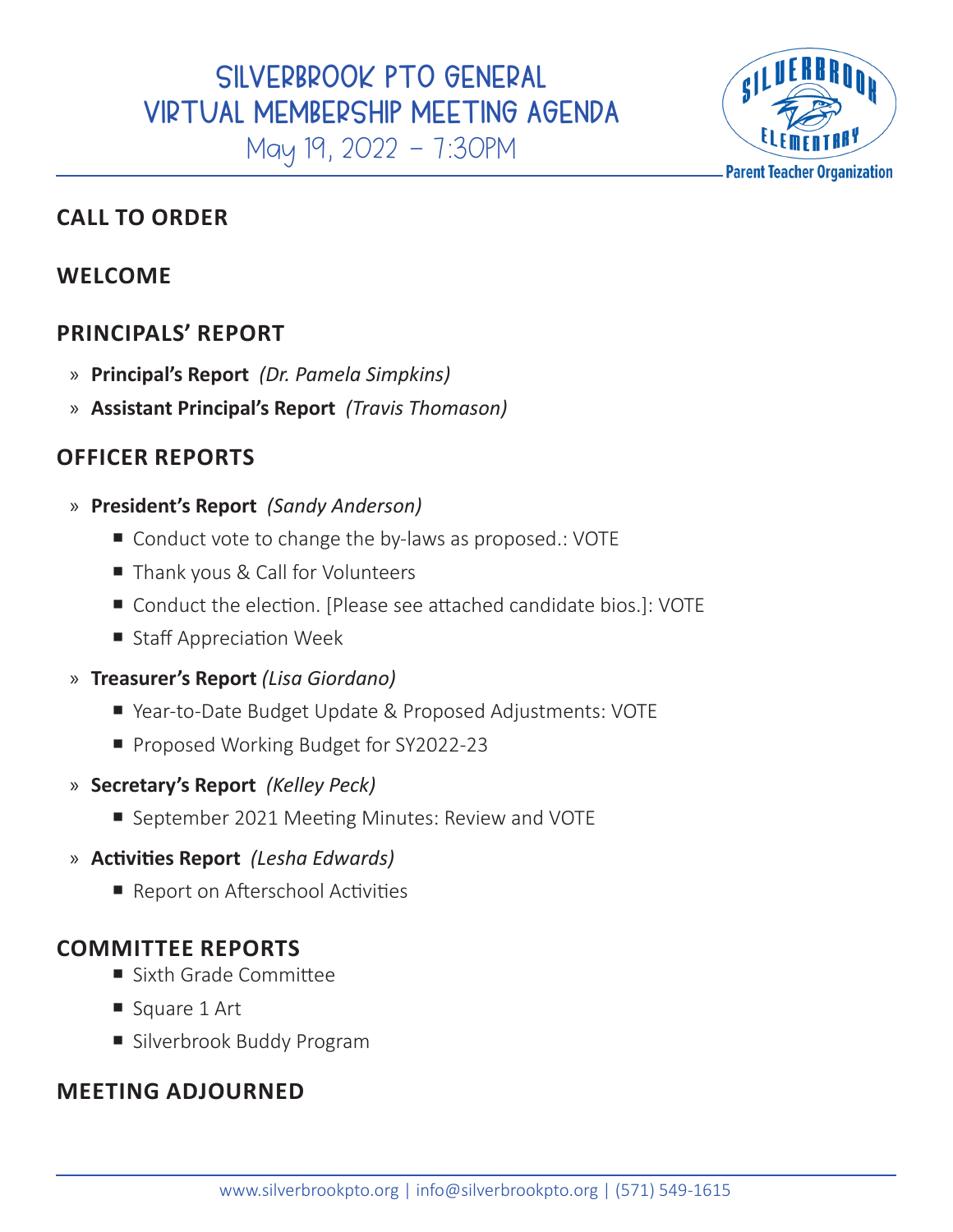# SILVERBROOK PTO GENERAL VIRTUAL MEMBERSHIP MEETING AGENDA

May 19, 2022 – 7:30PM

Silverbrook Elementary Parent Teacher Organization

## CALL TO ORDER

## WELCOME

## PRINCIPALS' REPORT

- **Principal's Report** *(Dr. Pamela Simpkins)*
- **Assistant Principal's Report** *(Travis Thomason)*

## OFFICER REPORTS

- **President's Report** *(Sandy Anderson)*
  - Conduct vote to change the by-laws as proposed.: VOTE
  - Thank yous & Call for Volunteers
  - Conduct the election. [Please see attached candidate bios.]: VOTE
  - Staff Appreciation Week
- **Treasurer's Report** *(Lisa Giordano)*
  - Year-to-Date Budget Update & Proposed Adjustments: VOTE
  - Proposed Working Budget for SY2022-23
- **Secretary's Report** *(Kelley Peck)*
  - September 2021 Meeting Minutes: Review and VOTE
- **Activities Report** *(Lesha Edwards)*
  - Report on Afterschool Activities

## COMMITTEE REPORTS

- Sixth Grade Committee
- Square 1 Art
- Silverbrook Buddy Program

## MEETING ADJOURNED

www.silverbrookpto.org | info@silverbrookpto.org | (571) 549-1615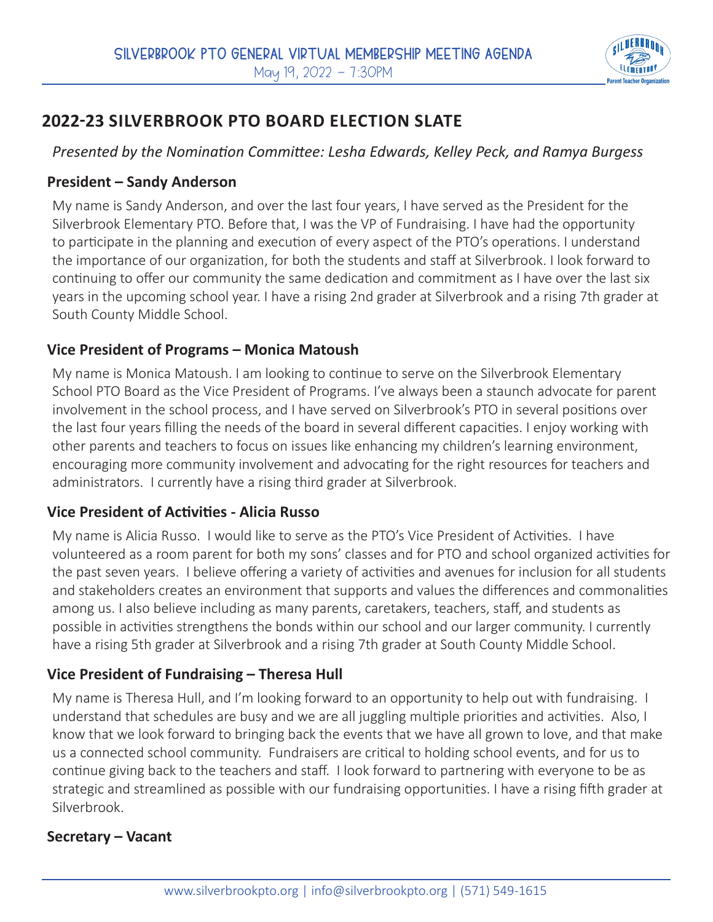# 2022-23 SILVERBROOK PTO BOARD ELECTION SLATE

*Presented by the Nomination Committee: Lesha Edwards, Kelley Peck, and Ramya Burgess*

**President – Sandy Anderson**

My name is Sandy Anderson, and over the last four years, I have served as the President for the Silverbrook Elementary PTO. Before that, I was the VP of Fundraising. I have had the opportunity to participate in the planning and execution of every aspect of the PTO's operations. I understand the importance of our organization, for both the students and staff at Silverbrook. I look forward to continuing to offer our community the same dedication and commitment as I have over the last six years in the upcoming school year. I have a rising 2nd grader at Silverbrook and a rising 7th grader at South County Middle School.

**Vice President of Programs – Monica Matoush**

My name is Monica Matoush. I am looking to continue to serve on the Silverbrook Elementary School PTO Board as the Vice President of Programs. I've always been a staunch advocate for parent involvement in the school process, and I have served on Silverbrook's PTO in several positions over the last four years filling the needs of the board in several different capacities. I enjoy working with other parents and teachers to focus on issues like enhancing my children's learning environment, encouraging more community involvement and advocating for the right resources for teachers and administrators. I currently have a rising third grader at Silverbrook.

**Vice President of Activities - Alicia Russo**

My name is Alicia Russo. I would like to serve as the PTO's Vice President of Activities. I have volunteered as a room parent for both my sons' classes and for PTO and school organized activities for the past seven years. I believe offering a variety of activities and avenues for inclusion for all students and stakeholders creates an environment that supports and values the differences and commonalities among us. I also believe including as many parents, caretakers, teachers, staff, and students as possible in activities strengthens the bonds within our school and our larger community. I currently have a rising 5th grader at Silverbrook and a rising 7th grader at South County Middle School.

**Vice President of Fundraising – Theresa Hull**

My name is Theresa Hull, and I'm looking forward to an opportunity to help out with fundraising. I understand that schedules are busy and we are all juggling multiple priorities and activities. Also, I know that we look forward to bringing back the events that we have all grown to love, and that make us a connected school community. Fundraisers are critical to holding school events, and for us to continue giving back to the teachers and staff. I look forward to partnering with everyone to be as strategic and streamlined as possible with our fundraising opportunities. I have a rising fifth grader at Silverbrook.

**Secretary – Vacant**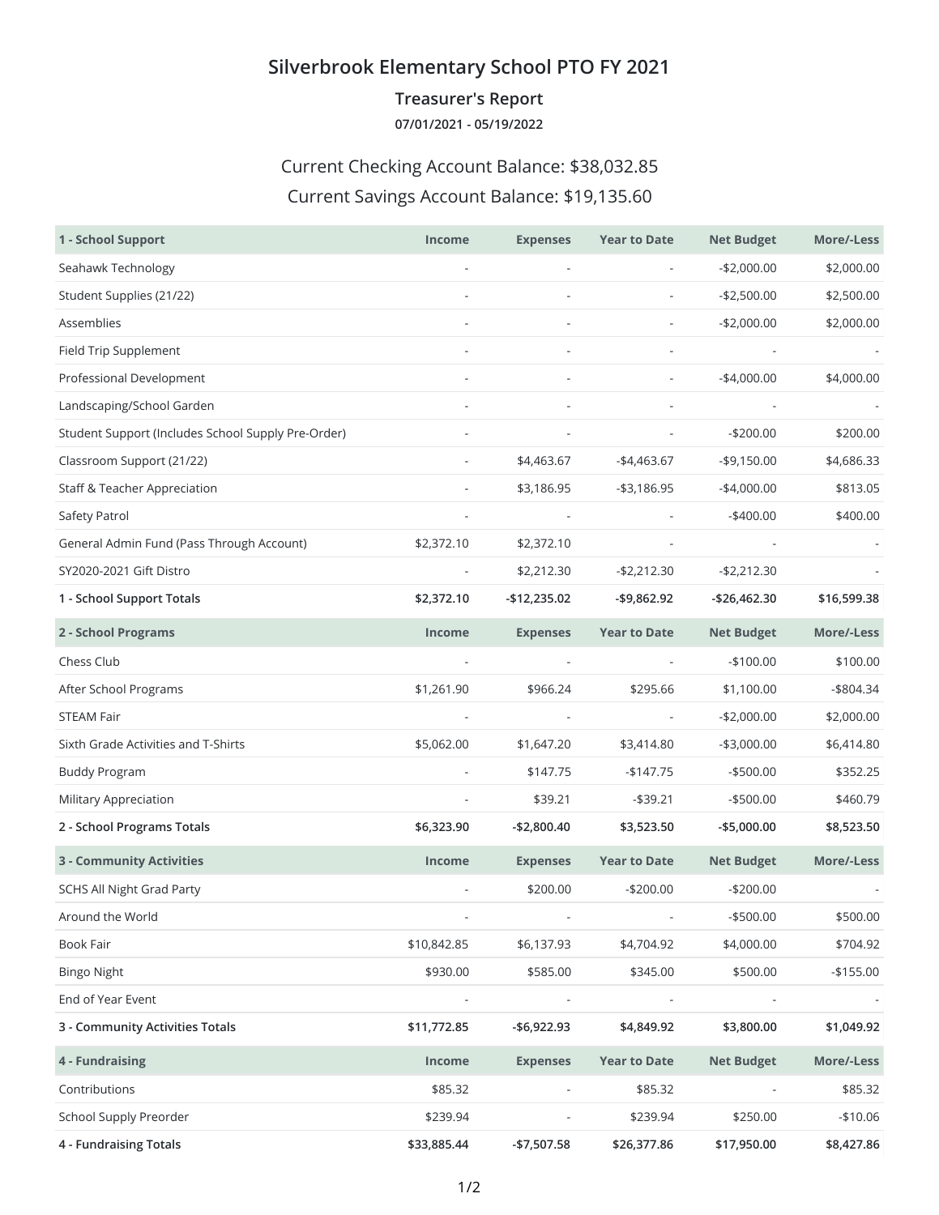## Silverbrook Elementary School PTO FY 2021

### Treasurer's Report

**07/01/2021 - 05/19/2022**

Current Checking Account Balance: $38,032.85

Current Savings Account Balance: $19,135.60

| 1 - School Support | Income | Expenses | Year to Date | Net Budget | More/-Less |
|---|---|---|---|---|---|
| Seahawk Technology | - | - | - | -$2,000.00 | $2,000.00 |
| Student Supplies (21/22) | - | - | - | -$2,500.00 | $2,500.00 |
| Assemblies | - | - | - | -$2,000.00 | $2,000.00 |
| Field Trip Supplement | - | - | - | - | - |
| Professional Development | - | - | - | -$4,000.00 | $4,000.00 |
| Landscaping/School Garden | - | - | - | - | - |
| Student Support (Includes School Supply Pre-Order) | - | - | - | -$200.00 | $200.00 |
| Classroom Support (21/22) | - | $4,463.67 | -$4,463.67 | -$9,150.00 | $4,686.33 |
| Staff & Teacher Appreciation | - | $3,186.95 | -$3,186.95 | -$4,000.00 | $813.05 |
| Safety Patrol | - | - | - | -$400.00 | $400.00 |
| General Admin Fund (Pass Through Account) | $2,372.10 | $2,372.10 | - | - | - |
| SY2020-2021 Gift Distro | - | $2,212.30 | -$2,212.30 | -$2,212.30 | - |
| **1 - School Support Totals** | **$2,372.10** | **-$12,235.02** | **-$9,862.92** | **-$26,462.30** | **$16,599.38** |

| 2 - School Programs | Income | Expenses | Year to Date | Net Budget | More/-Less |
|---|---|---|---|---|---|
| Chess Club | - | - | - | -$100.00 | $100.00 |
| After School Programs | $1,261.90 | $966.24 | $295.66 | $1,100.00 | -$804.34 |
| STEAM Fair | - | - | - | -$2,000.00 | $2,000.00 |
| Sixth Grade Activities and T-Shirts | $5,062.00 | $1,647.20 | $3,414.80 | -$3,000.00 | $6,414.80 |
| Buddy Program | - | $147.75 | -$147.75 | -$500.00 | $352.25 |
| Military Appreciation | - | $39.21 | -$39.21 | -$500.00 | $460.79 |
| **2 - School Programs Totals** | **$6,323.90** | **-$2,800.40** | **$3,523.50** | **-$5,000.00** | **$8,523.50** |

| 3 - Community Activities | Income | Expenses | Year to Date | Net Budget | More/-Less |
|---|---|---|---|---|---|
| SCHS All Night Grad Party | - | $200.00 | -$200.00 | -$200.00 | - |
| Around the World | - | - | - | -$500.00 | $500.00 |
| Book Fair | $10,842.85 | $6,137.93 | $4,704.92 | $4,000.00 | $704.92 |
| Bingo Night | $930.00 | $585.00 | $345.00 | $500.00 | -$155.00 |
| End of Year Event | - | - | - | - | - |
| **3 - Community Activities Totals** | **$11,772.85** | **-$6,922.93** | **$4,849.92** | **$3,800.00** | **$1,049.92** |

| 4 - Fundraising | Income | Expenses | Year to Date | Net Budget | More/-Less |
|---|---|---|---|---|---|
| Contributions | $85.32 | - | $85.32 | - | $85.32 |
| School Supply Preorder | $239.94 | - | $239.94 | $250.00 | -$10.06 |
| **4 - Fundraising Totals** | **$33,885.44** | **-$7,507.58** | **$26,377.86** | **$17,950.00** | **$8,427.86** |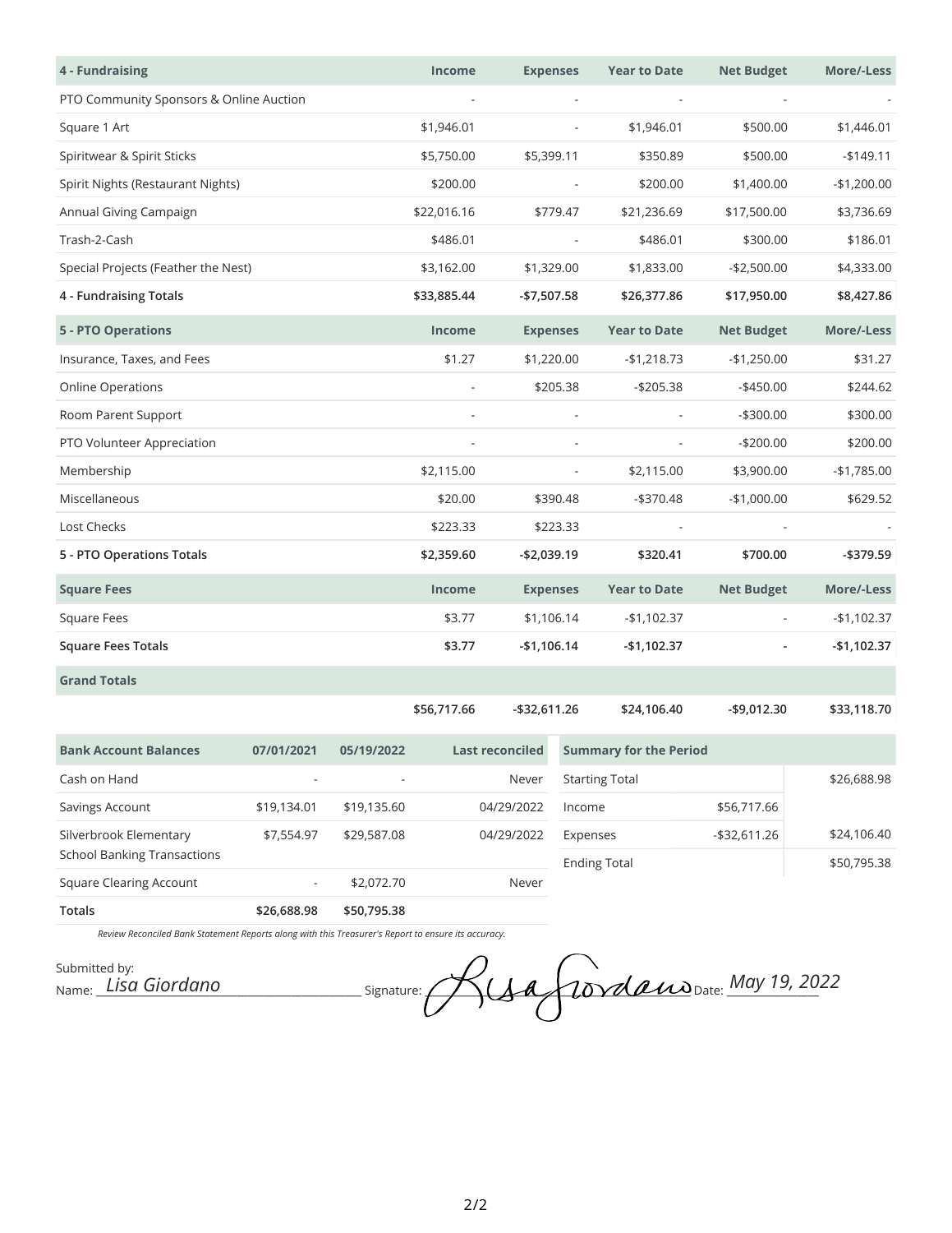| 4 - Fundraising | Income | Expenses | Year to Date | Net Budget | More/-Less |
|---|---|---|---|---|---|
| PTO Community Sponsors & Online Auction | - | - | - | - | - |
| Square 1 Art | $1,946.01 | - | $1,946.01 | $500.00 | $1,446.01 |
| Spiritwear & Spirit Sticks | $5,750.00 | $5,399.11 | $350.89 | $500.00 | -$149.11 |
| Spirit Nights (Restaurant Nights) | $200.00 | - | $200.00 | $1,400.00 | -$1,200.00 |
| Annual Giving Campaign | $22,016.16 | $779.47 | $21,236.69 | $17,500.00 | $3,736.69 |
| Trash-2-Cash | $486.01 | - | $486.01 | $300.00 | $186.01 |
| Special Projects (Feather the Nest) | $3,162.00 | $1,329.00 | $1,833.00 | -$2,500.00 | $4,333.00 |
| **4 - Fundraising Totals** | **$33,885.44** | **-$7,507.58** | **$26,377.86** | **$17,950.00** | **$8,427.86** |

| 5 - PTO Operations | Income | Expenses | Year to Date | Net Budget | More/-Less |
|---|---|---|---|---|---|
| Insurance, Taxes, and Fees | $1.27 | $1,220.00 | -$1,218.73 | -$1,250.00 | $31.27 |
| Online Operations | - | $205.38 | -$205.38 | -$450.00 | $244.62 |
| Room Parent Support | - | - | - | -$300.00 | $300.00 |
| PTO Volunteer Appreciation | - | - | - | -$200.00 | $200.00 |
| Membership | $2,115.00 | - | $2,115.00 | $3,900.00 | -$1,785.00 |
| Miscellaneous | $20.00 | $390.48 | -$370.48 | -$1,000.00 | $629.52 |
| Lost Checks | $223.33 | $223.33 | - | - | - |
| **5 - PTO Operations Totals** | **$2,359.60** | **-$2,039.19** | **$320.41** | **$700.00** | **-$379.59** |

| Square Fees | Income | Expenses | Year to Date | Net Budget | More/-Less |
|---|---|---|---|---|---|
| Square Fees | $3.77 | $1,106.14 | -$1,102.37 | - | -$1,102.37 |
| **Square Fees Totals** | **$3.77** | **-$1,106.14** | **-$1,102.37** | **-** | **-$1,102.37** |

| Grand Totals | Income | Expenses | Year to Date | Net Budget | More/-Less |
|---|---|---|---|---|---|
| | **$56,717.66** | **-$32,611.26** | **$24,106.40** | **-$9,012.30** | **$33,118.70** |

| Bank Account Balances | 07/01/2021 | 05/19/2022 | Last reconciled |
|---|---|---|---|
| Cash on Hand | - | - | Never |
| Savings Account | $19,134.01 | $19,135.60 | 04/29/2022 |
| Silverbrook Elementary School Banking Transactions | $7,554.97 | $29,587.08 | 04/29/2022 |
| Square Clearing Account | - | $2,072.70 | Never |
| **Totals** | **$26,688.98** | **$50,795.38** | |

| Summary for the Period | | |
|---|---|---|
| Starting Total | | $26,688.98 |
| Income | $56,717.66 | |
| Expenses | -$32,611.26 | $24,106.40 |
| Ending Total | | $50,795.38 |

*Review Reconciled Bank Statement Reports along with this Treasurer's Report to ensure its accuracy.*

Submitted by:

Name: *Lisa Giordano* Signature: Lisa Giordano Date: *May 19, 2022*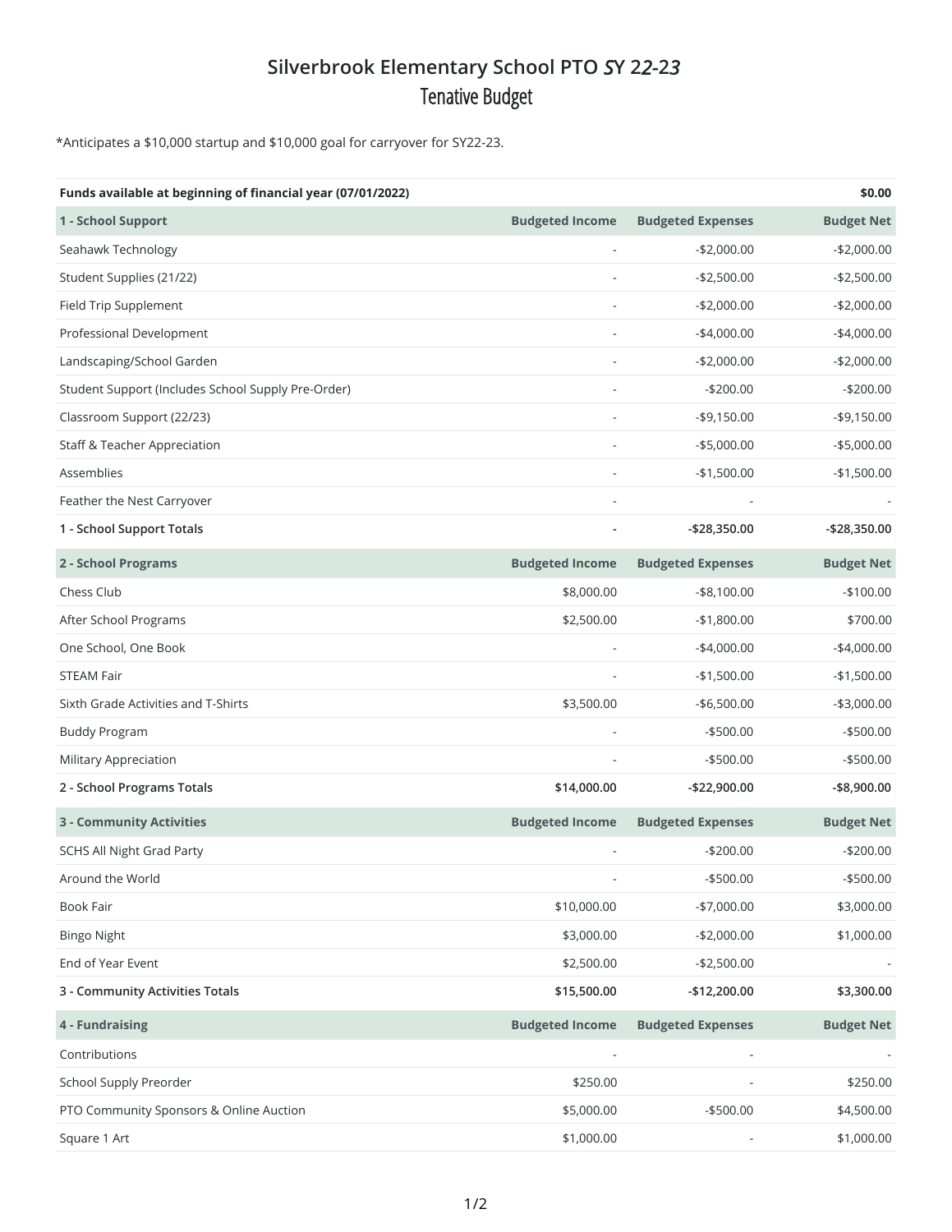# Silverbrook Elementary School PTO *SY 22-23*

## Tenative Budget

*Anticipates a $10,000 startup and $10,000 goal for carryover for SY22-23.

| **Funds available at beginning of financial year (07/01/2022)** | | | **$0.00** |
|---|---|---|---|
| **1 - School Support** | **Budgeted Income** | **Budgeted Expenses** | **Budget Net** |
| Seahawk Technology | - | -$2,000.00 | -$2,000.00 |
| Student Supplies (21/22) | - | -$2,500.00 | -$2,500.00 |
| Field Trip Supplement | - | -$2,000.00 | -$2,000.00 |
| Professional Development | - | -$4,000.00 | -$4,000.00 |
| Landscaping/School Garden | - | -$2,000.00 | -$2,000.00 |
| Student Support (Includes School Supply Pre-Order) | - | -$200.00 | -$200.00 |
| Classroom Support (22/23) | - | -$9,150.00 | -$9,150.00 |
| Staff & Teacher Appreciation | - | -$5,000.00 | -$5,000.00 |
| Assemblies | - | -$1,500.00 | -$1,500.00 |
| Feather the Nest Carryover | - | - | - |
| **1 - School Support Totals** | **-** | **-$28,350.00** | **-$28,350.00** |
| **2 - School Programs** | **Budgeted Income** | **Budgeted Expenses** | **Budget Net** |
| Chess Club | $8,000.00 | -$8,100.00 | -$100.00 |
| After School Programs | $2,500.00 | -$1,800.00 | $700.00 |
| One School, One Book | - | -$4,000.00 | -$4,000.00 |
| STEAM Fair | - | -$1,500.00 | -$1,500.00 |
| Sixth Grade Activities and T-Shirts | $3,500.00 | -$6,500.00 | -$3,000.00 |
| Buddy Program | - | -$500.00 | -$500.00 |
| Military Appreciation | - | -$500.00 | -$500.00 |
| **2 - School Programs Totals** | **$14,000.00** | **-$22,900.00** | **-$8,900.00** |
| **3 - Community Activities** | **Budgeted Income** | **Budgeted Expenses** | **Budget Net** |
| SCHS All Night Grad Party | - | -$200.00 | -$200.00 |
| Around the World | - | -$500.00 | -$500.00 |
| Book Fair | $10,000.00 | -$7,000.00 | $3,000.00 |
| Bingo Night | $3,000.00 | -$2,000.00 | $1,000.00 |
| End of Year Event | $2,500.00 | -$2,500.00 | - |
| **3 - Community Activities Totals** | **$15,500.00** | **-$12,200.00** | **$3,300.00** |
| **4 - Fundraising** | **Budgeted Income** | **Budgeted Expenses** | **Budget Net** |
| Contributions | - | - | - |
| School Supply Preorder | $250.00 | - | $250.00 |
| PTO Community Sponsors & Online Auction | $5,000.00 | -$500.00 | $4,500.00 |
| Square 1 Art | $1,000.00 | - | $1,000.00 |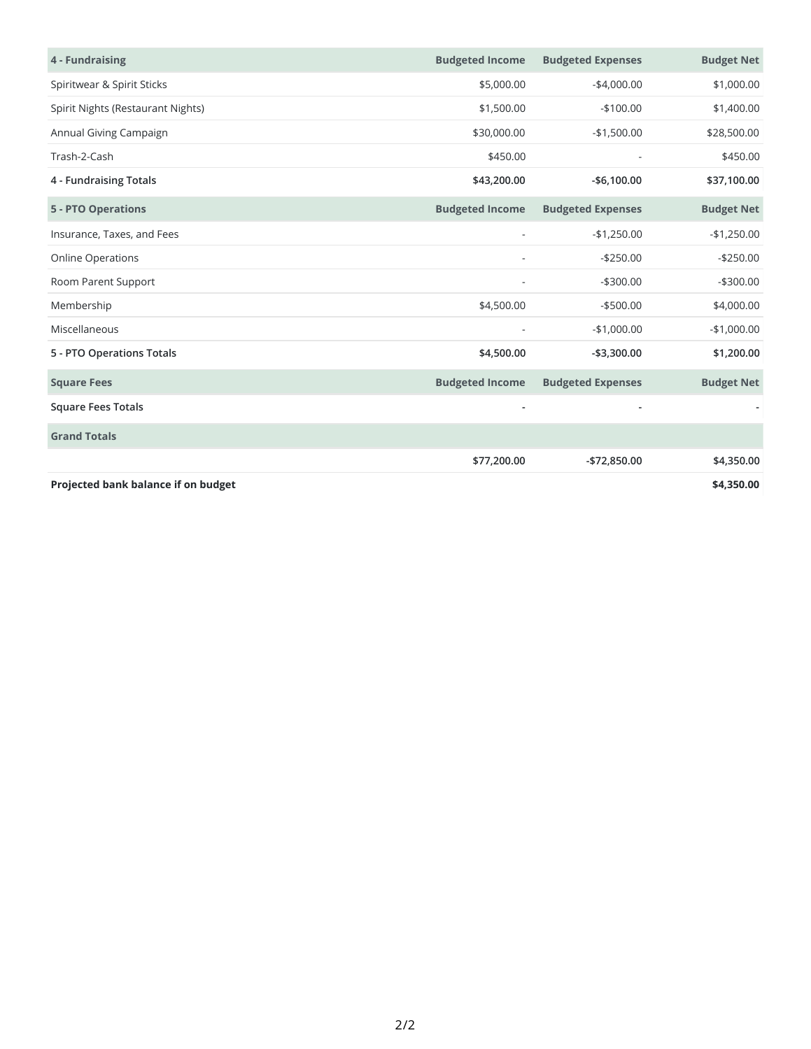| 4 - Fundraising | Budgeted Income | Budgeted Expenses | Budget Net |
|---|---|---|---|
| Spiritwear & Spirit Sticks | $5,000.00 | -$4,000.00 | $1,000.00 |
| Spirit Nights (Restaurant Nights) | $1,500.00 | -$100.00 | $1,400.00 |
| Annual Giving Campaign | $30,000.00 | -$1,500.00 | $28,500.00 |
| Trash-2-Cash | $450.00 | - | $450.00 |
| **4 - Fundraising Totals** | **$43,200.00** | **-$6,100.00** | **$37,100.00** |

| 5 - PTO Operations | Budgeted Income | Budgeted Expenses | Budget Net |
|---|---|---|---|
| Insurance, Taxes, and Fees | - | -$1,250.00 | -$1,250.00 |
| Online Operations | - | -$250.00 | -$250.00 |
| Room Parent Support | - | -$300.00 | -$300.00 |
| Membership | $4,500.00 | -$500.00 | $4,000.00 |
| Miscellaneous | - | -$1,000.00 | -$1,000.00 |
| **5 - PTO Operations Totals** | **$4,500.00** | **-$3,300.00** | **$1,200.00** |

| Square Fees | Budgeted Income | Budgeted Expenses | Budget Net |
|---|---|---|---|
| **Square Fees Totals** | **-** | **-** | **-** |

| Grand Totals | | | |
|---|---|---|---|
| | **$77,200.00** | **-$72,850.00** | **$4,350.00** |
| **Projected bank balance if on budget** | | | **$4,350.00** |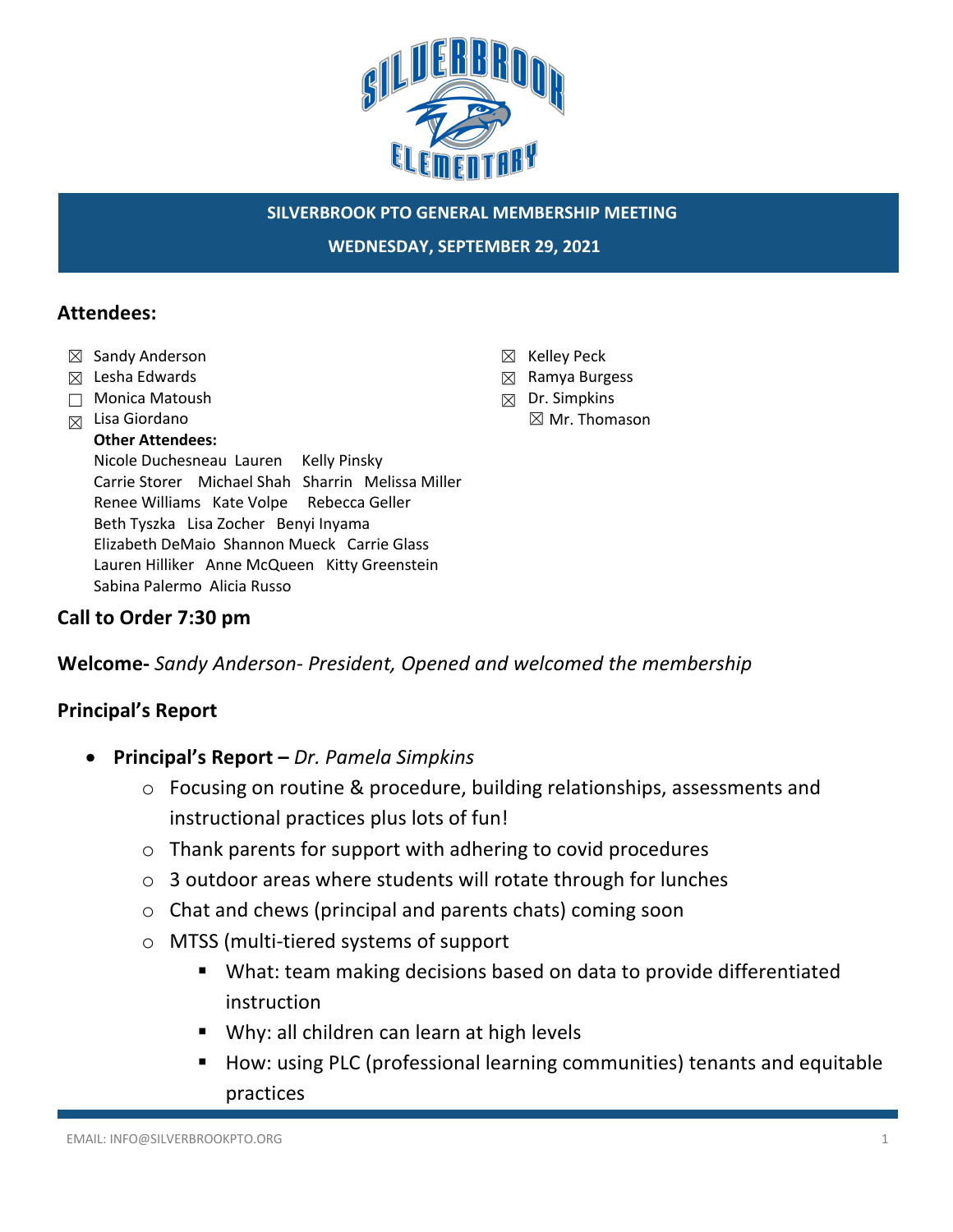## SILVERBROOK PTO GENERAL MEMBERSHIP MEETING

**WEDNESDAY, SEPTEMBER 29, 2021**

### Attendees:

- ☒ Sandy Anderson
- ☒ Lesha Edwards
- ☐ Monica Matoush
- ☒ Lisa Giordano
- ☒ Kelley Peck
- ☒ Ramya Burgess
- ☒ Dr. Simpkins
- ☒ Mr. Thomason

**Other Attendees:**
Nicole Duchesneau Lauren Kelly Pinsky
Carrie Storer Michael Shah Sharrin Melissa Miller
Renee Williams Kate Volpe Rebecca Geller
Beth Tyszka Lisa Zocher Benyi Inyama
Elizabeth DeMaio Shannon Mueck Carrie Glass
Lauren Hilliker Anne McQueen Kitty Greenstein
Sabina Palermo Alicia Russo

### Call to Order 7:30 pm

**Welcome-** *Sandy Anderson- President, Opened and welcomed the membership*

### Principal's Report

- **Principal's Report –** *Dr. Pamela Simpkins*
  - Focusing on routine & procedure, building relationships, assessments and instructional practices plus lots of fun!
  - Thank parents for support with adhering to covid procedures
  - 3 outdoor areas where students will rotate through for lunches
  - Chat and chews (principal and parents chats) coming soon
  - MTSS (multi-tiered systems of support
    - What: team making decisions based on data to provide differentiated instruction
    - Why: all children can learn at high levels
    - How: using PLC (professional learning communities) tenants and equitable practices

EMAIL: INFO@SILVERBROOKPTO.ORG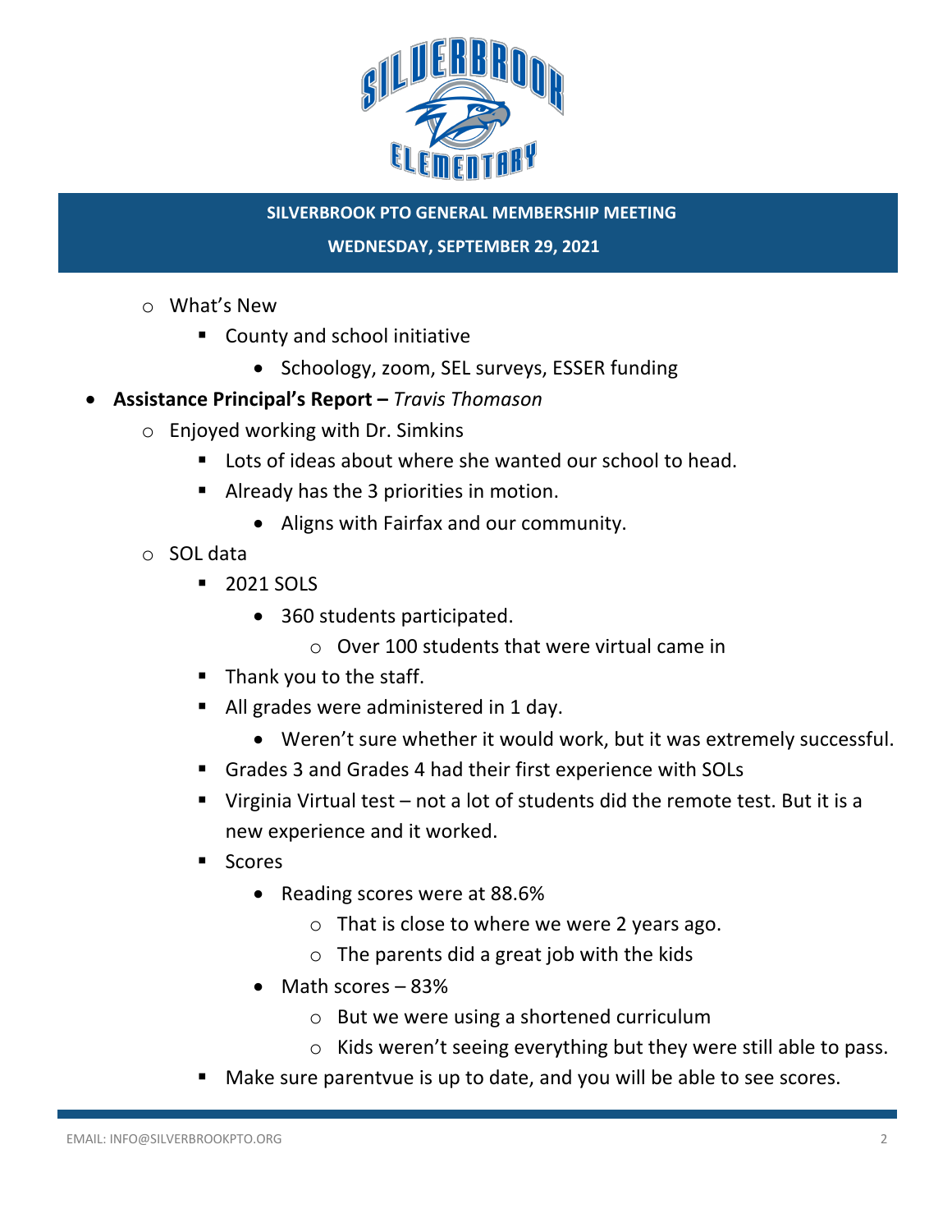**SILVERBROOK PTO GENERAL MEMBERSHIP MEETING**

**WEDNESDAY, SEPTEMBER 29, 2021**

- What's New
  - County and school initiative
    - Schoology, zoom, SEL surveys, ESSER funding

- **Assistance Principal's Report –** *Travis Thomason*
  - Enjoyed working with Dr. Simkins
    - Lots of ideas about where she wanted our school to head.
    - Already has the 3 priorities in motion.
      - Aligns with Fairfax and our community.
  - SOL data
    - 2021 SOLS
      - 360 students participated.
        - Over 100 students that were virtual came in
    - Thank you to the staff.
    - All grades were administered in 1 day.
      - Weren't sure whether it would work, but it was extremely successful.
    - Grades 3 and Grades 4 had their first experience with SOLs
    - Virginia Virtual test – not a lot of students did the remote test. But it is a new experience and it worked.
    - Scores
      - Reading scores were at 88.6%
        - That is close to where we were 2 years ago.
        - The parents did a great job with the kids
      - Math scores – 83%
        - But we were using a shortened curriculum
        - Kids weren't seeing everything but they were still able to pass.
    - Make sure parentvue is up to date, and you will be able to see scores.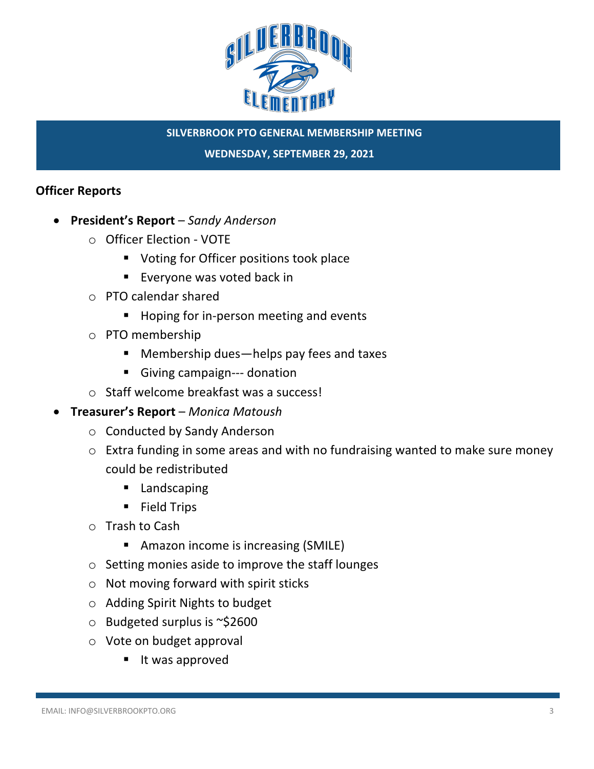**SILVERBROOK PTO GENERAL MEMBERSHIP MEETING**

**WEDNESDAY, SEPTEMBER 29, 2021**

## Officer Reports

- **President's Report** – *Sandy Anderson*
  - Officer Election - VOTE
    - Voting for Officer positions took place
    - Everyone was voted back in
  - PTO calendar shared
    - Hoping for in-person meeting and events
  - PTO membership
    - Membership dues—helps pay fees and taxes
    - Giving campaign--- donation
  - Staff welcome breakfast was a success!
- **Treasurer's Report** – *Monica Matoush*
  - Conducted by Sandy Anderson
  - Extra funding in some areas and with no fundraising wanted to make sure money could be redistributed
    - Landscaping
    - Field Trips
  - Trash to Cash
    - Amazon income is increasing (SMILE)
  - Setting monies aside to improve the staff lounges
  - Not moving forward with spirit sticks
  - Adding Spirit Nights to budget
  - Budgeted surplus is ~$2600
  - Vote on budget approval
    - It was approved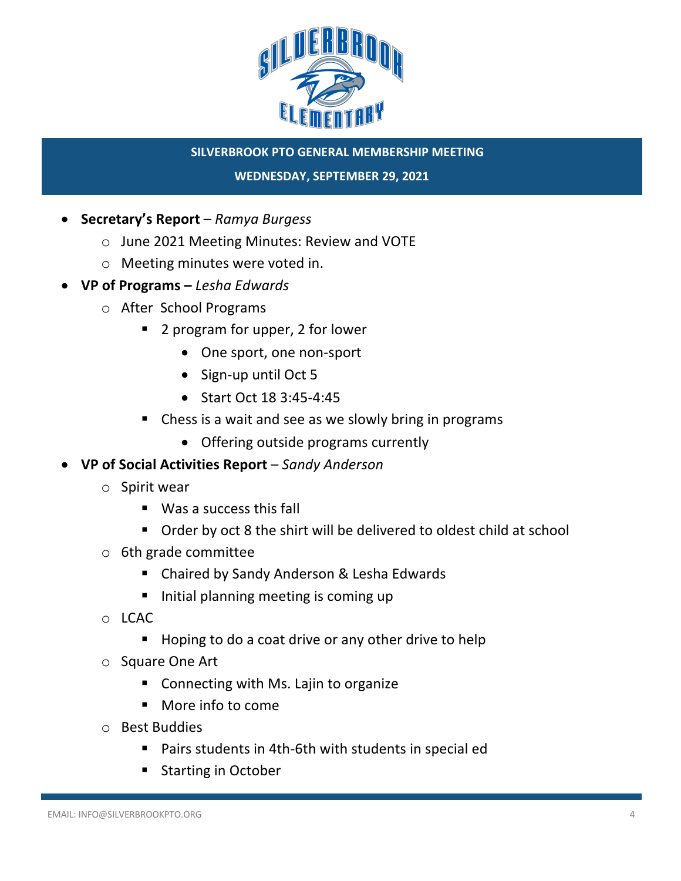**SILVERBROOK PTO GENERAL MEMBERSHIP MEETING**

**WEDNESDAY, SEPTEMBER 29, 2021**

- **Secretary's Report** – *Ramya Burgess*
  - June 2021 Meeting Minutes: Review and VOTE
  - Meeting minutes were voted in.
- **VP of Programs –** *Lesha Edwards*
  - After School Programs
    - 2 program for upper, 2 for lower
      - One sport, one non-sport
      - Sign-up until Oct 5
      - Start Oct 18 3:45-4:45
    - Chess is a wait and see as we slowly bring in programs
      - Offering outside programs currently
- **VP of Social Activities Report** – *Sandy Anderson*
  - Spirit wear
    - Was a success this fall
    - Order by oct 8 the shirt will be delivered to oldest child at school
  - 6th grade committee
    - Chaired by Sandy Anderson & Lesha Edwards
    - Initial planning meeting is coming up
  - LCAC
    - Hoping to do a coat drive or any other drive to help
  - Square One Art
    - Connecting with Ms. Lajin to organize
    - More info to come
  - Best Buddies
    - Pairs students in 4th-6th with students in special ed
    - Starting in October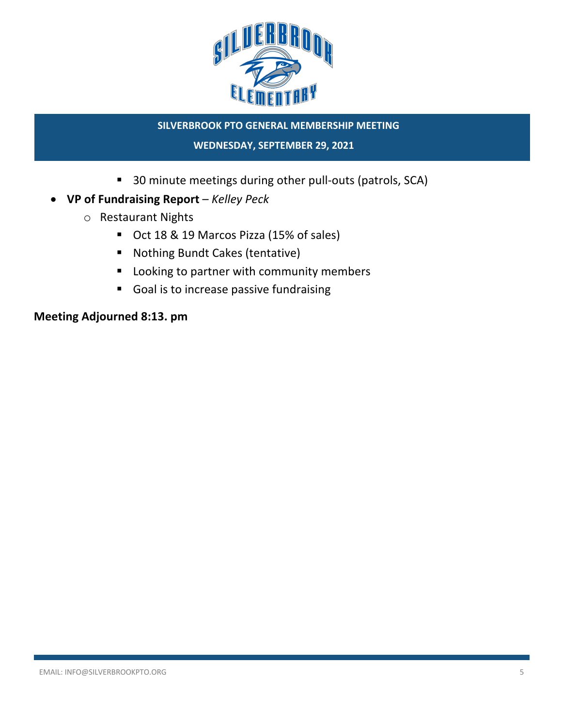- 30 minute meetings during other pull-outs (patrols, SCA)

- **VP of Fundraising Report** – *Kelley Peck*
    - Restaurant Nights
        - Oct 18 & 19 Marcos Pizza (15% of sales)
        - Nothing Bundt Cakes (tentative)
        - Looking to partner with community members
        - Goal is to increase passive fundraising

**Meeting Adjourned 8:13. pm**